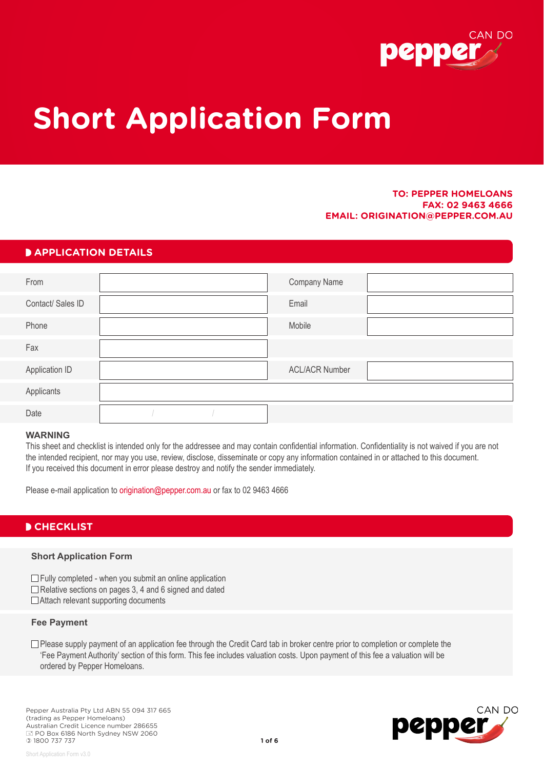# Short Application Form

**TO: PEPPER HOMELOANS**
**FAX: 02 9463 4666**
**EMAIL: ORIGINATION@PEPPER.COM.AU**

## APPLICATION DETAILS

| | | | |
|---|---|---|---|
| From | | Company Name | |
| Contact/ Sales ID | | Email | |
| Phone | | Mobile | |
| Fax | | | |
| Application ID | | ACL/ACR Number | |
| Applicants | | | |
| Date | / / | | |

**WARNING**
This sheet and checklist is intended only for the addressee and may contain confidential information. Confidentiality is not waived if you are not the intended recipient, nor may you use, review, disclose, disseminate or copy any information contained in or attached to this document.
If you received this document in error please destroy and notify the sender immediately.

Please e-mail application to origination@pepper.com.au or fax to 02 9463 4666

## CHECKLIST

### Short Application Form

- ☐ Fully completed - when you submit an online application
- ☐ Relative sections on pages 3, 4 and 6 signed and dated
- ☐ Attach relevant supporting documents

### Fee Payment

- ☐ Please supply payment of an application fee through the Credit Card tab in broker centre prior to completion or complete the 'Fee Payment Authority' section of this form. This fee includes valuation costs. Upon payment of this fee a valuation will be ordered by Pepper Homeloans.

Pepper Australia Pty Ltd ABN 55 094 317 665
(trading as Pepper Homeloans)
Australian Credit Licence number 286655
PO Box 6186 North Sydney NSW 2060
1800 737 737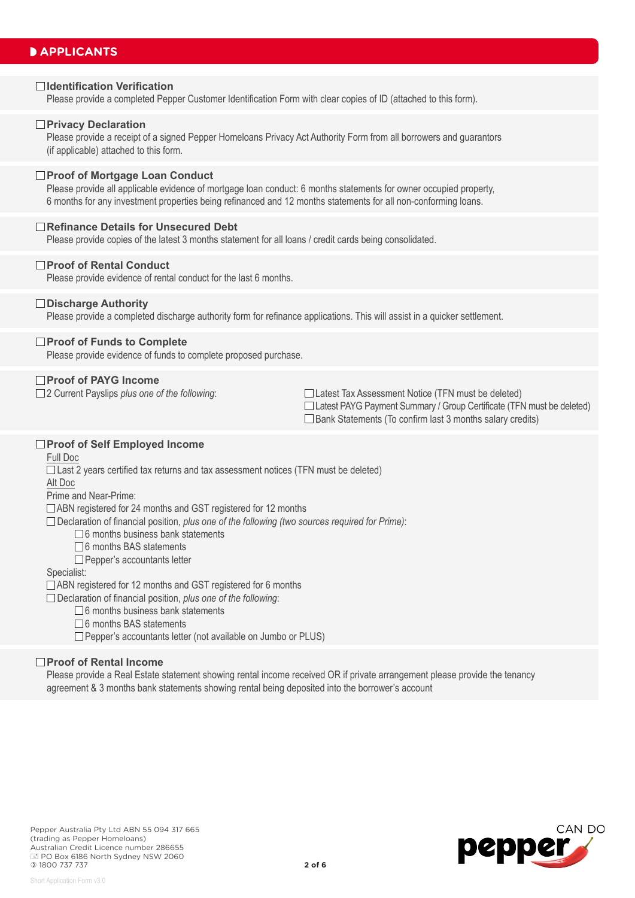## APPLICANTS

☐ **Identification Verification**
Please provide a completed Pepper Customer Identification Form with clear copies of ID (attached to this form).

☐ **Privacy Declaration**
Please provide a receipt of a signed Pepper Homeloans Privacy Act Authority Form from all borrowers and guarantors (if applicable) attached to this form.

☐ **Proof of Mortgage Loan Conduct**
Please provide all applicable evidence of mortgage loan conduct: 6 months statements for owner occupied property, 6 months for any investment properties being refinanced and 12 months statements for all non-conforming loans.

☐ **Refinance Details for Unsecured Debt**
Please provide copies of the latest 3 months statement for all loans / credit cards being consolidated.

☐ **Proof of Rental Conduct**
Please provide evidence of rental conduct for the last 6 months.

☐ **Discharge Authority**
Please provide a completed discharge authority form for refinance applications. This will assist in a quicker settlement.

☐ **Proof of Funds to Complete**
Please provide evidence of funds to complete proposed purchase.

☐ **Proof of PAYG Income**

☐ 2 Current Payslips *plus one of the following*:

- ☐ Latest Tax Assessment Notice (TFN must be deleted)
- ☐ Latest PAYG Payment Summary / Group Certificate (TFN must be deleted)
- ☐ Bank Statements (To confirm last 3 months salary credits)

☐ **Proof of Self Employed Income**

Full Doc

☐ Last 2 years certified tax returns and tax assessment notices (TFN must be deleted)

Alt Doc

Prime and Near-Prime:

☐ ABN registered for 24 months and GST registered for 12 months

☐ Declaration of financial position, *plus one of the following (two sources required for Prime)*:

- ☐ 6 months business bank statements
- ☐ 6 months BAS statements
- ☐ Pepper's accountants letter

Specialist:

☐ ABN registered for 12 months and GST registered for 6 months

☐ Declaration of financial position, *plus one of the following*:

- ☐ 6 months business bank statements
- ☐ 6 months BAS statements
- ☐ Pepper's accountants letter (not available on Jumbo or PLUS)

☐ **Proof of Rental Income**
Please provide a Real Estate statement showing rental income received OR if private arrangement please provide the tenancy agreement & 3 months bank statements showing rental being deposited into the borrower's account

Pepper Australia Pty Ltd ABN 55 094 317 665
(trading as Pepper Homeloans)
Australian Credit Licence number 286655
PO Box 6186 North Sydney NSW 2060
1800 737 737

Short Application Form v3.0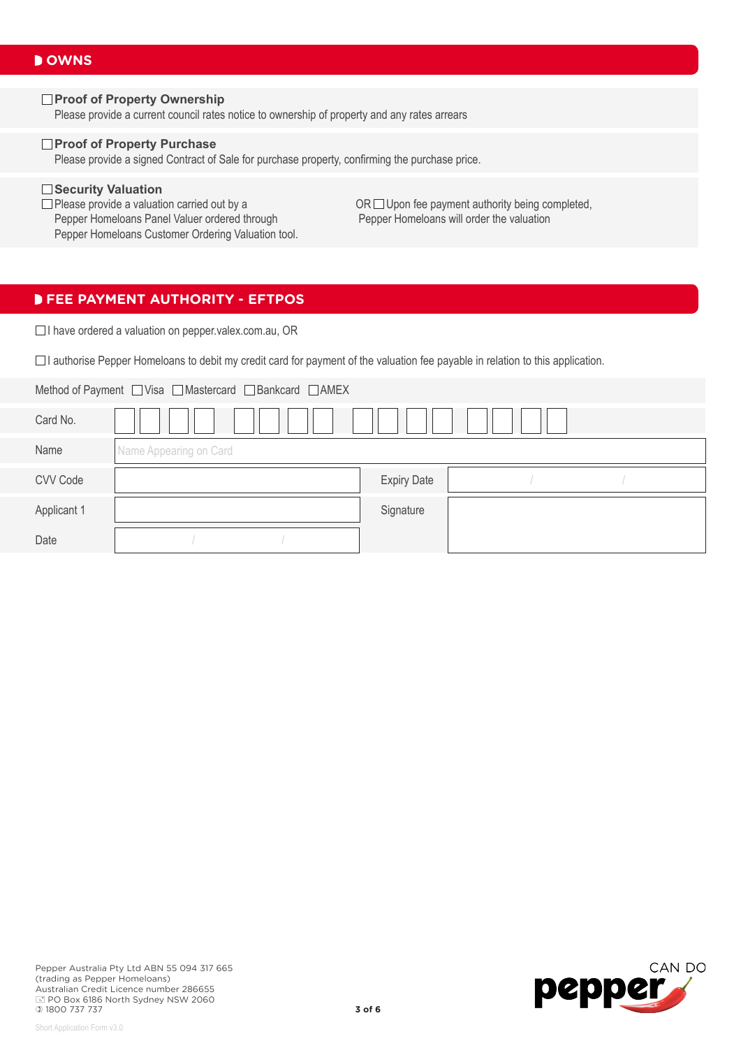## OWNS

☐ **Proof of Property Ownership**
Please provide a current council rates notice to ownership of property and any rates arrears

☐ **Proof of Property Purchase**
Please provide a signed Contract of Sale for purchase property, confirming the purchase price.

☐ **Security Valuation**
☐ Please provide a valuation carried out by a Pepper Homeloans Panel Valuer ordered through Pepper Homeloans Customer Ordering Valuation tool.

OR ☐ Upon fee payment authority being completed, Pepper Homeloans will order the valuation

## FEE PAYMENT AUTHORITY - EFTPOS

☐ I have ordered a valuation on pepper.valex.com.au, OR

☐ I authorise Pepper Homeloans to debit my credit card for payment of the valuation fee payable in relation to this application.

Method of Payment ☐ Visa ☐ Mastercard ☐ Bankcard ☐ AMEX

| | | | |
|---|---|---|---|
| Card No. | | | |
| Name | Name Appearing on Card | | |
| CVV Code | | Expiry Date | / / |
| Applicant 1 | | Signature | |
| Date | / / | | |

Pepper Australia Pty Ltd ABN 55 094 317 665
(trading as Pepper Homeloans)
Australian Credit Licence number 286655
PO Box 6186 North Sydney NSW 2060
1800 737 737

Short Application Form v3.0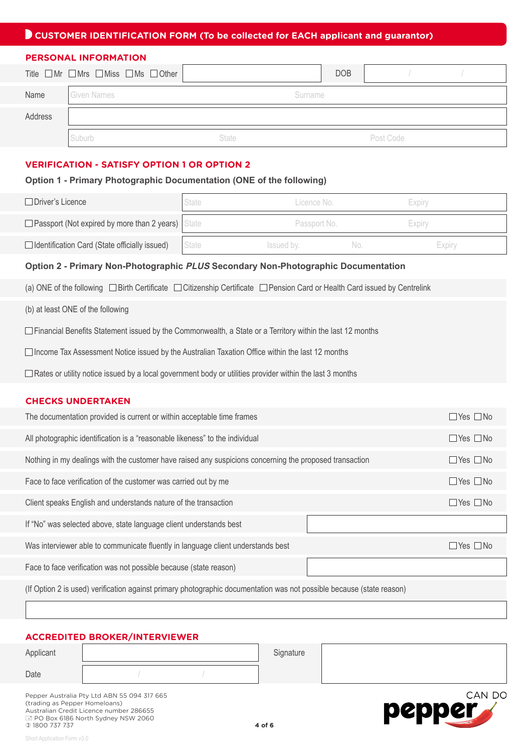# CUSTOMER IDENTIFICATION FORM (To be collected for EACH applicant and guarantor)

## PERSONAL INFORMATION

| Title ☐Mr ☐Mrs ☐Miss ☐Ms ☐Other | | DOB | / / |
|---|---|---|---|
| Name | Given Names | Surname | |
| Address | | | |
| | Suburb | State | Post Code |

## VERIFICATION - SATISFY OPTION 1 OR OPTION 2

**Option 1 - Primary Photographic Documentation (ONE of the following)**

| | | | | |
|---|---|---|---|---|
| ☐Driver's Licence | State | Licence No. | | Expiry |
| ☐Passport (Not expired by more than 2 years) | State | Passport No. | | Expiry |
| ☐Identification Card (State officially issued) | State | Issued by. | No. | Expiry |

**Option 2 - Primary Non-Photographic *PLUS* Secondary Non-Photographic Documentation**

(a) ONE of the following ☐Birth Certificate ☐Citizenship Certificate ☐Pension Card or Health Card issued by Centrelink

(b) at least ONE of the following

☐Financial Benefits Statement issued by the Commonwealth, a State or a Territory within the last 12 months

☐Income Tax Assessment Notice issued by the Australian Taxation Office within the last 12 months

☐Rates or utility notice issued by a local government body or utilities provider within the last 3 months

## CHECKS UNDERTAKEN

| | |
|---|---|
| The documentation provided is current or within acceptable time frames | ☐Yes ☐No |
| All photographic identification is a "reasonable likeness" to the individual | ☐Yes ☐No |
| Nothing in my dealings with the customer have raised any suspicions concerning the proposed transaction | ☐Yes ☐No |
| Face to face verification of the customer was carried out by me | ☐Yes ☐No |
| Client speaks English and understands nature of the transaction | ☐Yes ☐No |
| If "No" was selected above, state language client understands best | |
| Was interviewer able to communicate fluently in language client understands best | ☐Yes ☐No |
| Face to face verification was not possible because (state reason) | |

(If Option 2 is used) verification against primary photographic documentation was not possible because (state reason)

## ACCREDITED BROKER/INTERVIEWER

| | | | |
|---|---|---|---|
| Applicant | | Signature | |
| Date | / / | | |

Pepper Australia Pty Ltd ABN 55 094 317 665
(trading as Pepper Homeloans)
Australian Credit Licence number 286655
PO Box 6186 North Sydney NSW 2060
1800 737 737

CAN DO pepper

Short Application Form v3.0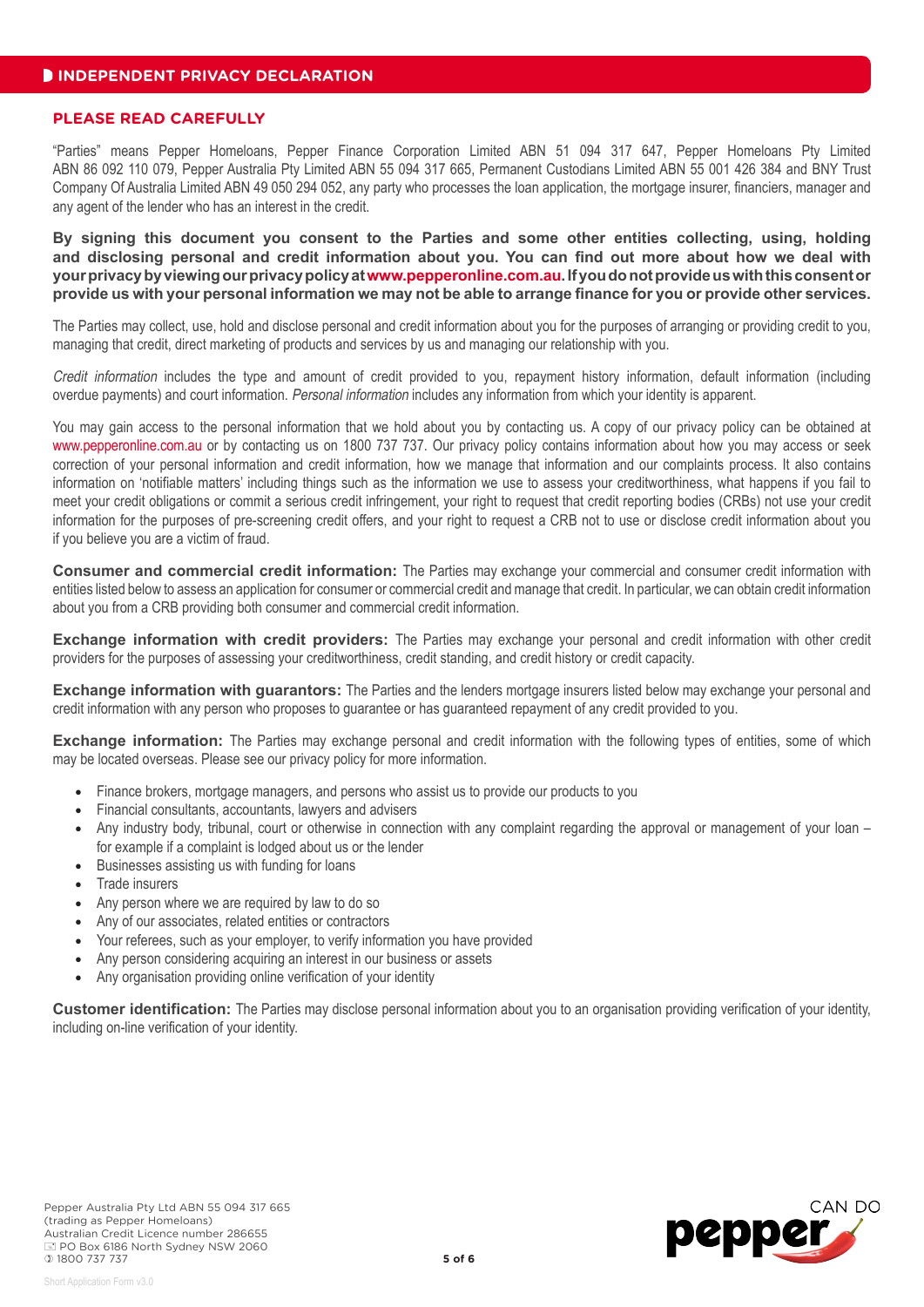## INDEPENDENT PRIVACY DECLARATION

### PLEASE READ CAREFULLY

"Parties" means Pepper Homeloans, Pepper Finance Corporation Limited ABN 51 094 317 647, Pepper Homeloans Pty Limited ABN 86 092 110 079, Pepper Australia Pty Limited ABN 55 094 317 665, Permanent Custodians Limited ABN 55 001 426 384 and BNY Trust Company Of Australia Limited ABN 49 050 294 052, any party who processes the loan application, the mortgage insurer, financiers, manager and any agent of the lender who has an interest in the credit.

**By signing this document you consent to the Parties and some other entities collecting, using, holding and disclosing personal and credit information about you. You can find out more about how we deal with your privacy by viewing our privacy policy at www.pepperonline.com.au. If you do not provide us with this consent or provide us with your personal information we may not be able to arrange finance for you or provide other services.**

The Parties may collect, use, hold and disclose personal and credit information about you for the purposes of arranging or providing credit to you, managing that credit, direct marketing of products and services by us and managing our relationship with you.

*Credit information* includes the type and amount of credit provided to you, repayment history information, default information (including overdue payments) and court information. *Personal information* includes any information from which your identity is apparent.

You may gain access to the personal information that we hold about you by contacting us. A copy of our privacy policy can be obtained at www.pepperonline.com.au or by contacting us on 1800 737 737. Our privacy policy contains information about how you may access or seek correction of your personal information and credit information, how we manage that information and our complaints process. It also contains information on 'notifiable matters' including things such as the information we use to assess your creditworthiness, what happens if you fail to meet your credit obligations or commit a serious credit infringement, your right to request that credit reporting bodies (CRBs) not use your credit information for the purposes of pre-screening credit offers, and your right to request a CRB not to use or disclose credit information about you if you believe you are a victim of fraud.

**Consumer and commercial credit information:** The Parties may exchange your commercial and consumer credit information with entities listed below to assess an application for consumer or commercial credit and manage that credit. In particular, we can obtain credit information about you from a CRB providing both consumer and commercial credit information.

**Exchange information with credit providers:** The Parties may exchange your personal and credit information with other credit providers for the purposes of assessing your creditworthiness, credit standing, and credit history or credit capacity.

**Exchange information with guarantors:** The Parties and the lenders mortgage insurers listed below may exchange your personal and credit information with any person who proposes to guarantee or has guaranteed repayment of any credit provided to you.

**Exchange information:** The Parties may exchange personal and credit information with the following types of entities, some of which may be located overseas. Please see our privacy policy for more information.

- Finance brokers, mortgage managers, and persons who assist us to provide our products to you
- Financial consultants, accountants, lawyers and advisers
- Any industry body, tribunal, court or otherwise in connection with any complaint regarding the approval or management of your loan – for example if a complaint is lodged about us or the lender
- Businesses assisting us with funding for loans
- Trade insurers
- Any person where we are required by law to do so
- Any of our associates, related entities or contractors
- Your referees, such as your employer, to verify information you have provided
- Any person considering acquiring an interest in our business or assets
- Any organisation providing online verification of your identity

**Customer identification:** The Parties may disclose personal information about you to an organisation providing verification of your identity, including on-line verification of your identity.

Pepper Australia Pty Ltd ABN 55 094 317 665
(trading as Pepper Homeloans)
Australian Credit Licence number 286655
PO Box 6186 North Sydney NSW 2060
1800 737 737

Short Application Form v3.0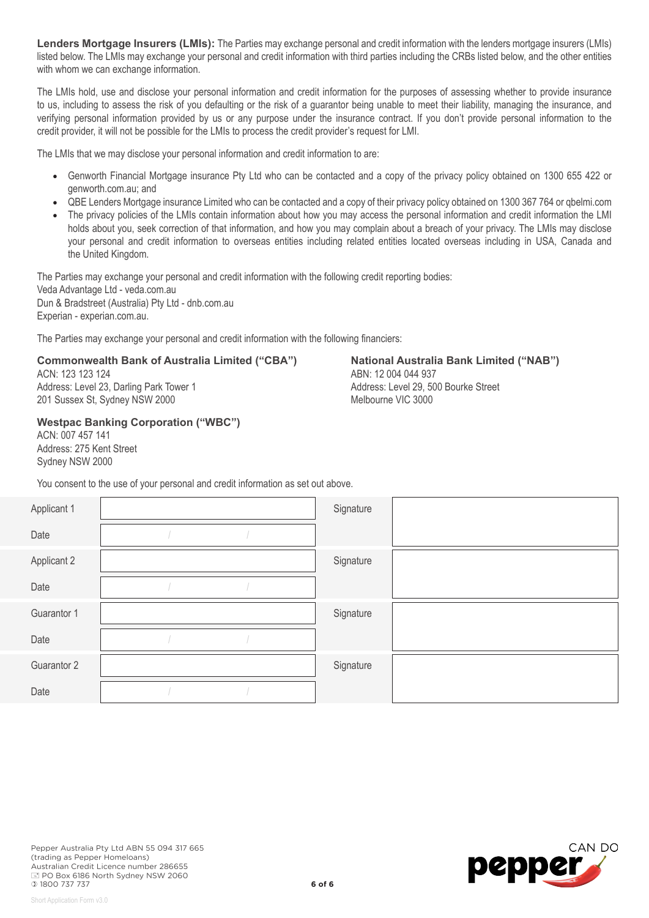**Lenders Mortgage Insurers (LMIs):** The Parties may exchange personal and credit information with the lenders mortgage insurers (LMIs) listed below. The LMIs may exchange your personal and credit information with third parties including the CRBs listed below, and the other entities with whom we can exchange information.

The LMIs hold, use and disclose your personal information and credit information for the purposes of assessing whether to provide insurance to us, including to assess the risk of you defaulting or the risk of a guarantor being unable to meet their liability, managing the insurance, and verifying personal information provided by us or any purpose under the insurance contract. If you don't provide personal information to the credit provider, it will not be possible for the LMIs to process the credit provider's request for LMI.

The LMIs that we may disclose your personal information and credit information to are:

- Genworth Financial Mortgage insurance Pty Ltd who can be contacted and a copy of the privacy policy obtained on 1300 655 422 or genworth.com.au; and
- QBE Lenders Mortgage insurance Limited who can be contacted and a copy of their privacy policy obtained on 1300 367 764 or qbelmi.com
- The privacy policies of the LMIs contain information about how you may access the personal information and credit information the LMI holds about you, seek correction of that information, and how you may complain about a breach of your privacy. The LMIs may disclose your personal and credit information to overseas entities including related entities located overseas including in USA, Canada and the United Kingdom.

The Parties may exchange your personal and credit information with the following credit reporting bodies:
Veda Advantage Ltd - veda.com.au
Dun & Bradstreet (Australia) Pty Ltd - dnb.com.au
Experian - experian.com.au.

The Parties may exchange your personal and credit information with the following financiers:

**Commonwealth Bank of Australia Limited ("CBA")**
ACN: 123 123 124
Address: Level 23, Darling Park Tower 1
201 Sussex St, Sydney NSW 2000

**National Australia Bank Limited ("NAB")**
ABN: 12 004 044 937
Address: Level 29, 500 Bourke Street
Melbourne VIC 3000

**Westpac Banking Corporation ("WBC")**
ACN: 007 457 141
Address: 275 Kent Street
Sydney NSW 2000

You consent to the use of your personal and credit information as set out above.

| | | | |
|---|---|---|---|
| Applicant 1 | | Signature | |
| Date | / / | | |
| Applicant 2 | | Signature | |
| Date | / / | | |
| Guarantor 1 | | Signature | |
| Date | / / | | |
| Guarantor 2 | | Signature | |
| Date | / / | | |

Pepper Australia Pty Ltd ABN 55 094 317 665
(trading as Pepper Homeloans)
Australian Credit Licence number 286655
PO Box 6186 North Sydney NSW 2060
1800 737 737

CAN DO pepper

Short Application Form v3.0